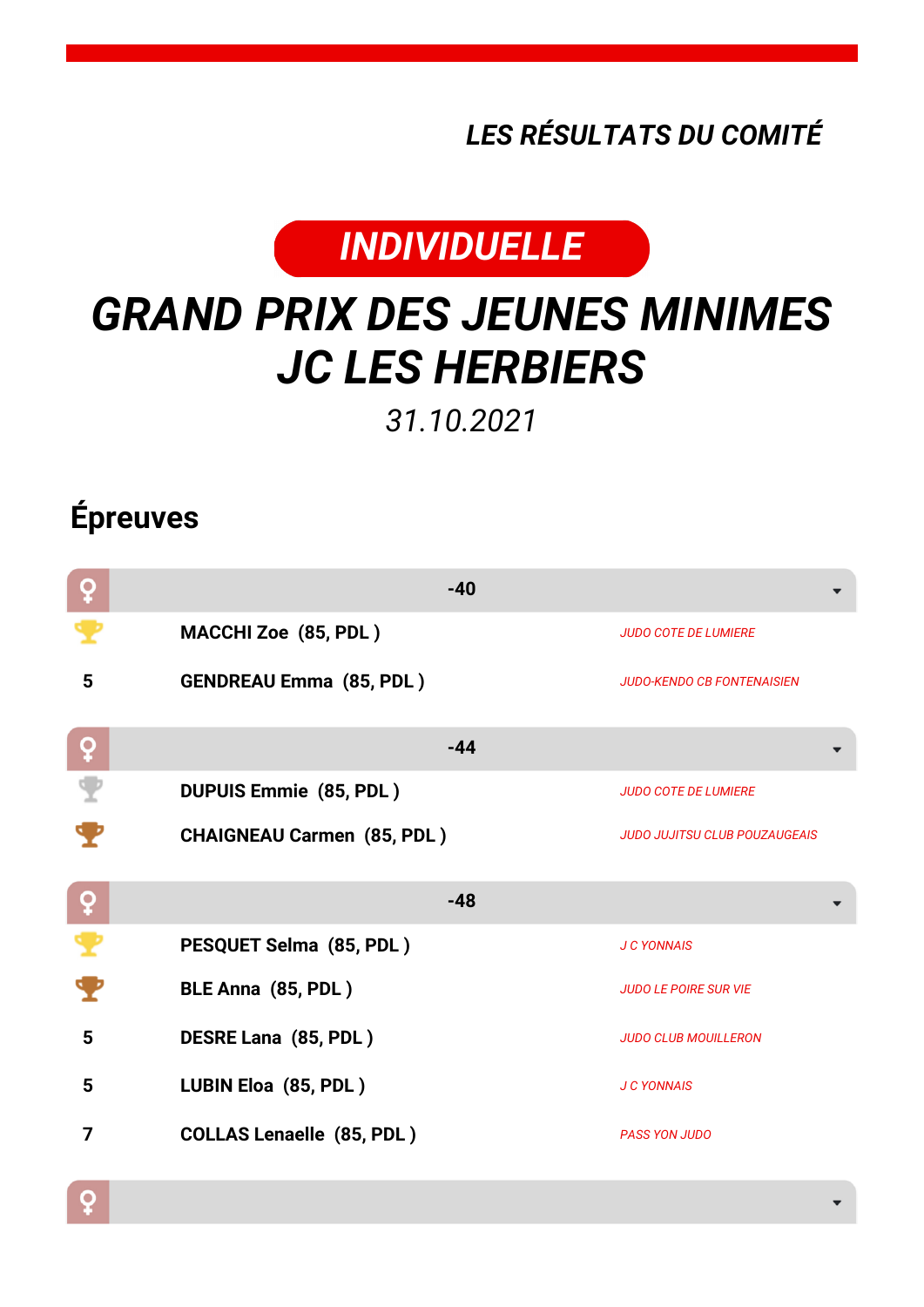*LES RÉSULTATS DU COMITÉ*

**INDIVIDUELLE**

# GRAND PRIX DES JEUNES MINIMES JC LES HERBIERS

*31.10.2021*

## Épreuves

| ♀ | -40 | |
|---|---|---|
| 🏆 | **MACCHI Zoe (85, PDL )** | *JUDO COTE DE LUMIERE* |
| 5 | **GENDREAU Emma (85, PDL )** | *JUDO-KENDO CB FONTENAISIEN* |

| ♀ | -44 | |
|---|---|---|
| 🏆 | **DUPUIS Emmie (85, PDL )** | *JUDO COTE DE LUMIERE* |
| 🏆 | **CHAIGNEAU Carmen (85, PDL )** | *JUDO JUJITSU CLUB POUZAUGEAIS* |

| ♀ | -48 | |
|---|---|---|
| 🏆 | **PESQUET Selma (85, PDL )** | *J C YONNAIS* |
| 🏆 | **BLE Anna (85, PDL )** | *JUDO LE POIRE SUR VIE* |
| 5 | **DESRE Lana (85, PDL )** | *JUDO CLUB MOUILLERON* |
| 5 | **LUBIN Eloa (85, PDL )** | *J C YONNAIS* |
| 7 | **COLLAS Lenaelle (85, PDL )** | *PASS YON JUDO* |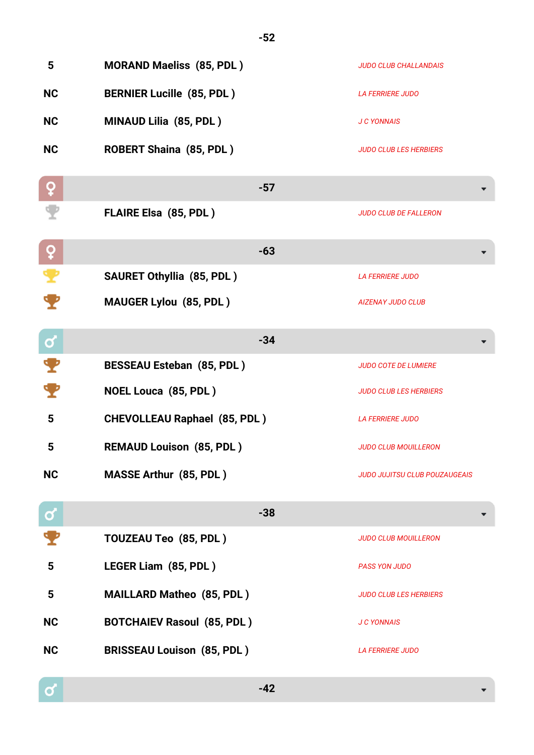## -52

| Place | Name | Club |
|---|---|---|
| 5 | **MORAND Maeliss (85, PDL )** | *JUDO CLUB CHALLANDAIS* |
| NC | **BERNIER Lucille (85, PDL )** | *LA FERRIERE JUDO* |
| NC | **MINAUD Lilia (85, PDL )** | *J C YONNAIS* |
| NC | **ROBERT Shaina (85, PDL )** | *JUDO CLUB LES HERBIERS* |

## ♀ -57

| Place | Name | Club |
|---|---|---|
| 🏆 (silver) | **FLAIRE Elsa (85, PDL )** | *JUDO CLUB DE FALLERON* |

## ♀ -63

| Place | Name | Club |
|---|---|---|
| 🏆 (gold) | **SAURET Othyllia (85, PDL )** | *LA FERRIERE JUDO* |
| 🏆 (bronze) | **MAUGER Lylou (85, PDL )** | *AIZENAY JUDO CLUB* |

## ♂ -34

| Place | Name | Club |
|---|---|---|
| 🏆 (bronze) | **BESSEAU Esteban (85, PDL )** | *JUDO COTE DE LUMIERE* |
| 🏆 (bronze) | **NOEL Louca (85, PDL )** | *JUDO CLUB LES HERBIERS* |
| 5 | **CHEVOLLEAU Raphael (85, PDL )** | *LA FERRIERE JUDO* |
| 5 | **REMAUD Louison (85, PDL )** | *JUDO CLUB MOUILLERON* |
| NC | **MASSE Arthur (85, PDL )** | *JUDO JUJITSU CLUB POUZAUGEAIS* |

## ♂ -38

| Place | Name | Club |
|---|---|---|
| 🏆 (bronze) | **TOUZEAU Teo (85, PDL )** | *JUDO CLUB MOUILLERON* |
| 5 | **LEGER Liam (85, PDL )** | *PASS YON JUDO* |
| 5 | **MAILLARD Matheo (85, PDL )** | *JUDO CLUB LES HERBIERS* |
| NC | **BOTCHAIEV Rasoul (85, PDL )** | *J C YONNAIS* |
| NC | **BRISSEAU Louison (85, PDL )** | *LA FERRIERE JUDO* |

## ♂ -42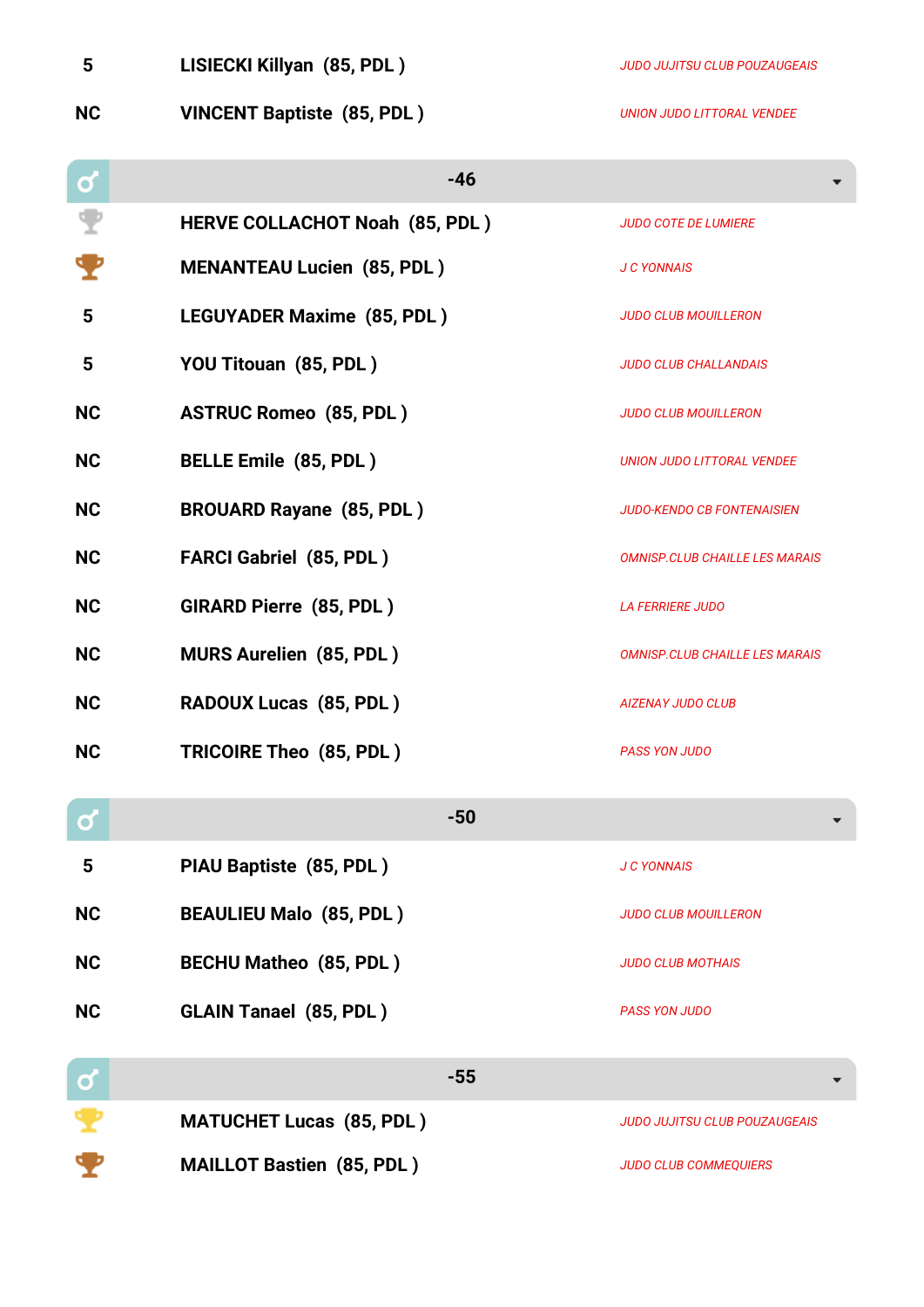| | | |
|---|---|---|
| 5 | **LISIECKI Killyan (85, PDL )** | *JUDO JUJITSU CLUB POUZAUGEAIS* |
| NC | **VINCENT Baptiste (85, PDL )** | *UNION JUDO LITTORAL VENDEE* |

## ♂ -46

| | | |
|---|---|---|
| 🏆 (argent) | **HERVE COLLACHOT Noah (85, PDL )** | *JUDO COTE DE LUMIERE* |
| 🏆 (bronze) | **MENANTEAU Lucien (85, PDL )** | *J C YONNAIS* |
| 5 | **LEGUYADER Maxime (85, PDL )** | *JUDO CLUB MOUILLERON* |
| 5 | **YOU Titouan (85, PDL )** | *JUDO CLUB CHALLANDAIS* |
| NC | **ASTRUC Romeo (85, PDL )** | *JUDO CLUB MOUILLERON* |
| NC | **BELLE Emile (85, PDL )** | *UNION JUDO LITTORAL VENDEE* |
| NC | **BROUARD Rayane (85, PDL )** | *JUDO-KENDO CB FONTENAISIEN* |
| NC | **FARCI Gabriel (85, PDL )** | *OMNISP.CLUB CHAILLE LES MARAIS* |
| NC | **GIRARD Pierre (85, PDL )** | *LA FERRIERE JUDO* |
| NC | **MURS Aurelien (85, PDL )** | *OMNISP.CLUB CHAILLE LES MARAIS* |
| NC | **RADOUX Lucas (85, PDL )** | *AIZENAY JUDO CLUB* |
| NC | **TRICOIRE Theo (85, PDL )** | *PASS YON JUDO* |

## ♂ -50

| | | |
|---|---|---|
| 5 | **PIAU Baptiste (85, PDL )** | *J C YONNAIS* |
| NC | **BEAULIEU Malo (85, PDL )** | *JUDO CLUB MOUILLERON* |
| NC | **BECHU Matheo (85, PDL )** | *JUDO CLUB MOTHAIS* |
| NC | **GLAIN Tanael (85, PDL )** | *PASS YON JUDO* |

## ♂ -55

| | | |
|---|---|---|
| 🏆 (or) | **MATUCHET Lucas (85, PDL )** | *JUDO JUJITSU CLUB POUZAUGEAIS* |
| 🏆 (bronze) | **MAILLOT Bastien (85, PDL )** | *JUDO CLUB COMMEQUIERS* |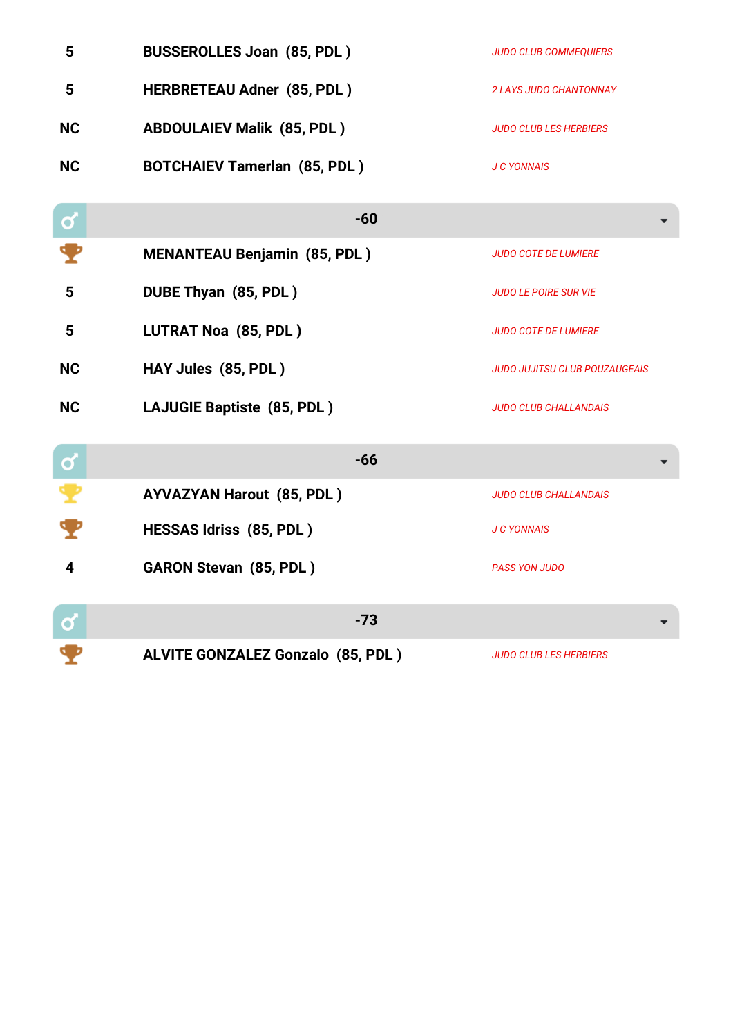| | | |
|---|---|---|
| 5 | **BUSSEROLLES Joan (85, PDL )** | *JUDO CLUB COMMEQUIERS* |
| 5 | **HERBRETEAU Adner (85, PDL )** | *2 LAYS JUDO CHANTONNAY* |
| NC | **ABDOULAIEV Malik (85, PDL )** | *JUDO CLUB LES HERBIERS* |
| NC | **BOTCHAIEV Tamerlan (85, PDL )** | *J C YONNAIS* |

## -60

| | | |
|---|---|---|
| 🏆 | **MENANTEAU Benjamin (85, PDL )** | *JUDO COTE DE LUMIERE* |
| 5 | **DUBE Thyan (85, PDL )** | *JUDO LE POIRE SUR VIE* |
| 5 | **LUTRAT Noa (85, PDL )** | *JUDO COTE DE LUMIERE* |
| NC | **HAY Jules (85, PDL )** | *JUDO JUJITSU CLUB POUZAUGEAIS* |
| NC | **LAJUGIE Baptiste (85, PDL )** | *JUDO CLUB CHALLANDAIS* |

## -66

| | | |
|---|---|---|
| 🏆 | **AYVAZYAN Harout (85, PDL )** | *JUDO CLUB CHALLANDAIS* |
| 🏆 | **HESSAS Idriss (85, PDL )** | *J C YONNAIS* |
| 4 | **GARON Stevan (85, PDL )** | *PASS YON JUDO* |

## -73

| | | |
|---|---|---|
| 🏆 | **ALVITE GONZALEZ Gonzalo (85, PDL )** | *JUDO CLUB LES HERBIERS* |